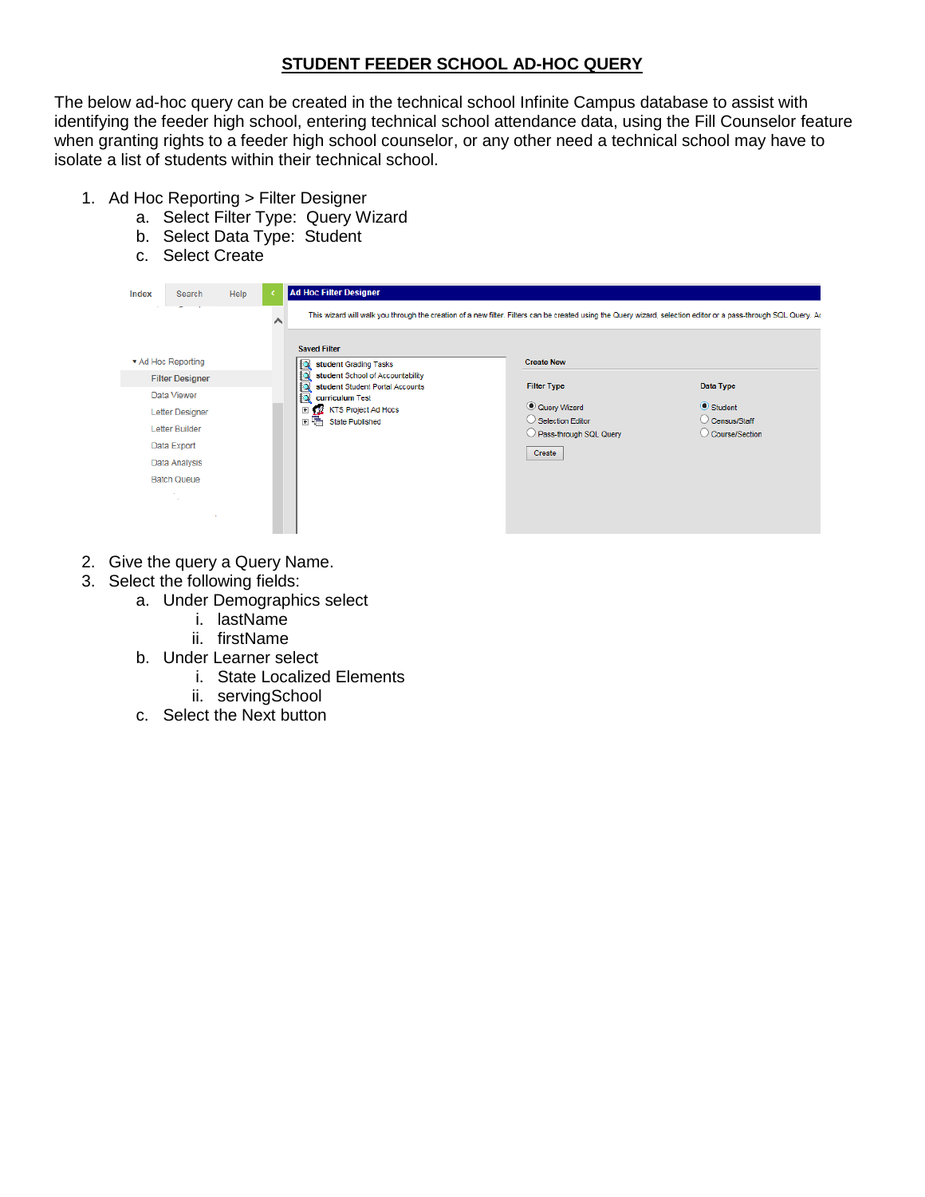# STUDENT FEEDER SCHOOL AD-HOC QUERY

The below ad-hoc query can be created in the technical school Infinite Campus database to assist with identifying the feeder high school, entering technical school attendance data, using the Fill Counselor feature when granting rights to a feeder high school counselor, or any other need a technical school may have to isolate a list of students within their technical school.

1. Ad Hoc Reporting > Filter Designer
   a. Select Filter Type: Query Wizard
   b. Select Data Type: Student
   c. Select Create

2. Give the query a Query Name.
3. Select the following fields:
   a. Under Demographics select
      i. lastName
      ii. firstName
   b. Under Learner select
      i. State Localized Elements
      ii. servingSchool
   c. Select the Next button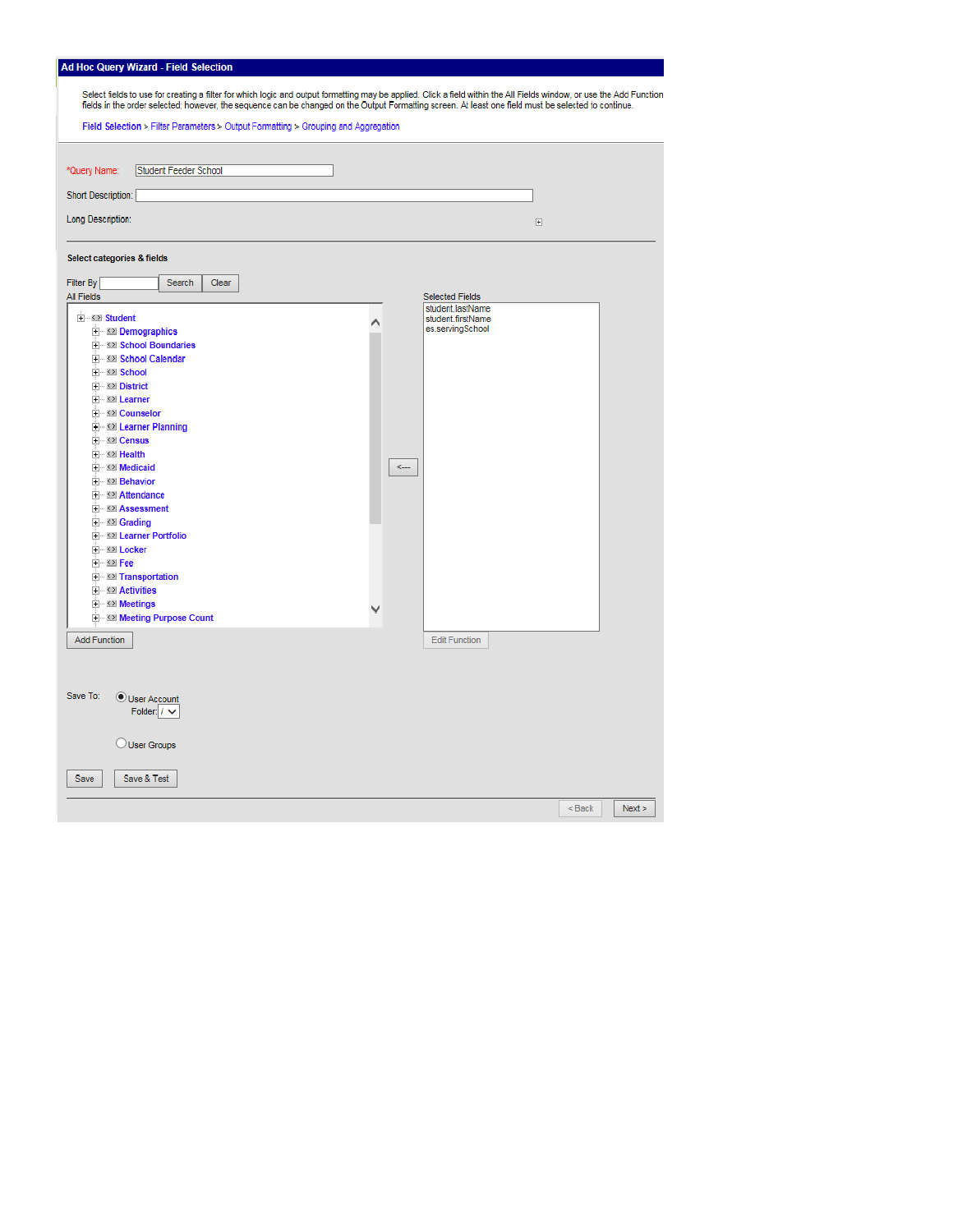## Ad Hoc Query Wizard - Field Selection

Select fields to use for creating a filter for which logic and output formatting may be applied. Click a field within the All Fields window, or use the Add Function fields in the order selected; however, the sequence can be changed on the Output Formatting screen. At least one field must be selected to continue.

**Field Selection** > Filter Parameters > Output Formatting > Grouping and Aggregation

*Query Name: Student Feeder School

Short Description:

Long Description:

**Select categories & fields**

Filter By [Search] [Clear]

All Fields

- Student
  - Demographics
  - School Boundaries
  - School Calendar
  - School
  - District
  - Learner
  - Counselor
  - Learner Planning
  - Census
  - Health
  - Medicaid
  - Behavior
  - Attendance
  - Assessment
  - Grading
  - Learner Portfolio
  - Locker
  - Fee
  - Transportation
  - Activities
  - Meetings
  - Meeting Purpose Count

Selected Fields

- student.lastName
- student.firstName
- es.servingSchool

[Add Function] [Edit Function]

Save To: (•) User Account
Folder: /

( ) User Groups

[Save] [Save & Test]

[< Back] [Next >]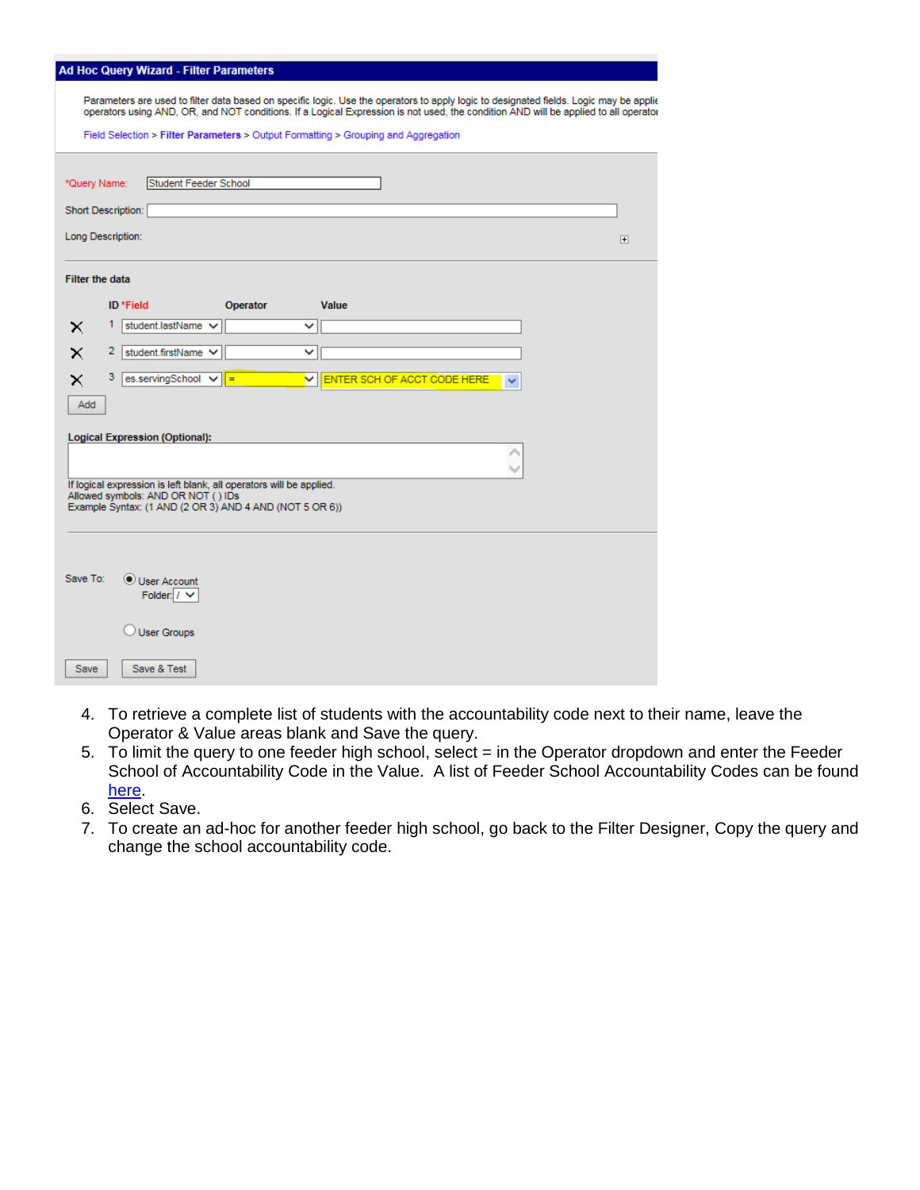**Ad Hoc Query Wizard - Filter Parameters**

Parameters are used to filter data based on specific logic. Use the operators to apply logic to designated fields. Logic may be applie operators using AND, OR, and NOT conditions. If a Logical Expression is not used, the condition AND will be applied to all operato

Field Selection > **Filter Parameters** > Output Formatting > Grouping and Aggregation

*Query Name: Student Feeder School

Short Description:

Long Description:

**Filter the data**

| | ID | *Field | Operator | Value |
|---|---|---|---|---|
| X | 1 | student.lastName | | |
| X | 2 | student.firstName | | |
| X | 3 | es.servingSchool | = | ENTER SCH OF ACCT CODE HERE |

Add

**Logical Expression (Optional):**

If logical expression is left blank, all operators will be applied.
Allowed symbols: AND OR NOT ( ) IDs
Example Syntax: (1 AND (2 OR 3) AND 4 AND (NOT 5 OR 6))

Save To: User Account
Folder: /

User Groups

Save   Save & Test

4. To retrieve a complete list of students with the accountability code next to their name, leave the Operator & Value areas blank and Save the query.
5. To limit the query to one feeder high school, select = in the Operator dropdown and enter the Feeder School of Accountability Code in the Value. A list of Feeder School Accountability Codes can be found here.
6. Select Save.
7. To create an ad-hoc for another feeder high school, go back to the Filter Designer, Copy the query and change the school accountability code.